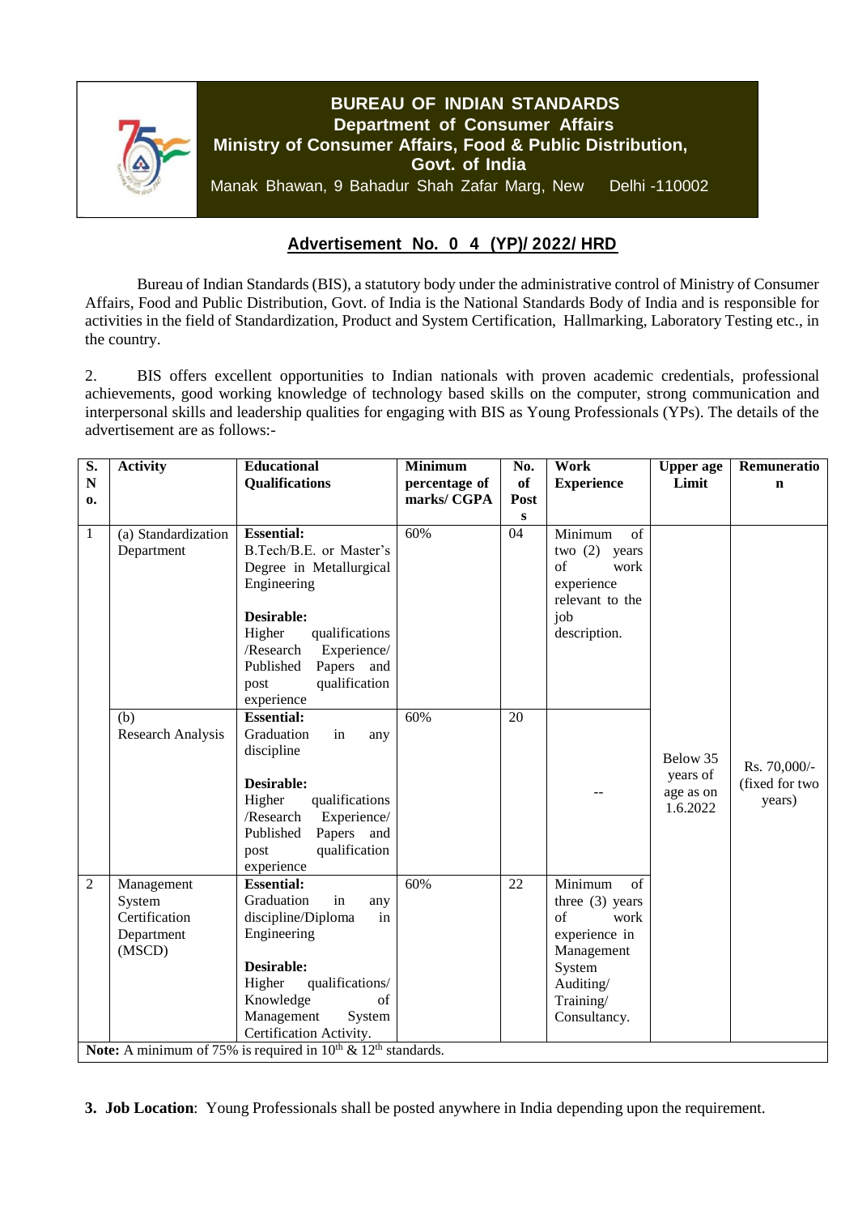# BUREAU OF INDIAN STANDARDS
## Department of Consumer Affairs
## Ministry of Consumer Affairs, Food & Public Distribution, Govt. of India

Manak Bhawan, 9 Bahadur Shah Zafar Marg, New Delhi -110002

## Advertisement No. 0 4 (YP)/ 2022/ HRD

Bureau of Indian Standards (BIS), a statutory body under the administrative control of Ministry of Consumer Affairs, Food and Public Distribution, Govt. of India is the National Standards Body of India and is responsible for activities in the field of Standardization, Product and System Certification, Hallmarking, Laboratory Testing etc., in the country.

2. BIS offers excellent opportunities to Indian nationals with proven academic credentials, professional achievements, good working knowledge of technology based skills on the computer, strong communication and interpersonal skills and leadership qualities for engaging with BIS as Young Professionals (YPs). The details of the advertisement are as follows:-

| S. No. | Activity | Educational Qualifications | Minimum percentage of marks/ CGPA | No. of Posts | Work Experience | Upper age Limit | Remuneration |
|---|---|---|---|---|---|---|---|
| 1 | (a) Standardization Department | **Essential:** B.Tech/B.E. or Master's Degree in Metallurgical Engineering<br><br>**Desirable:** Higher qualifications /Research Experience/ Published Papers and post qualification experience | 60% | 04 | Minimum of two (2) years of work experience relevant to the job description. | Below 35 years of age as on 1.6.2022 | Rs. 70,000/- (fixed for two years) |
| | (b) Research Analysis | **Essential:** Graduation in any discipline<br><br>**Desirable:** Higher qualifications /Research Experience/ Published Papers and post qualification experience | 60% | 20 | -- | | |
| 2 | Management System Certification Department (MSCD) | **Essential:** Graduation in any discipline/Diploma in Engineering<br><br>**Desirable:** Higher qualifications/ Knowledge of Management System Certification Activity. | 60% | 22 | Minimum of three (3) years of work experience in Management System Auditing/ Training/ Consultancy. | | |

**Note:** A minimum of 75% is required in 10th & 12th standards.

**3. Job Location**: Young Professionals shall be posted anywhere in India depending upon the requirement.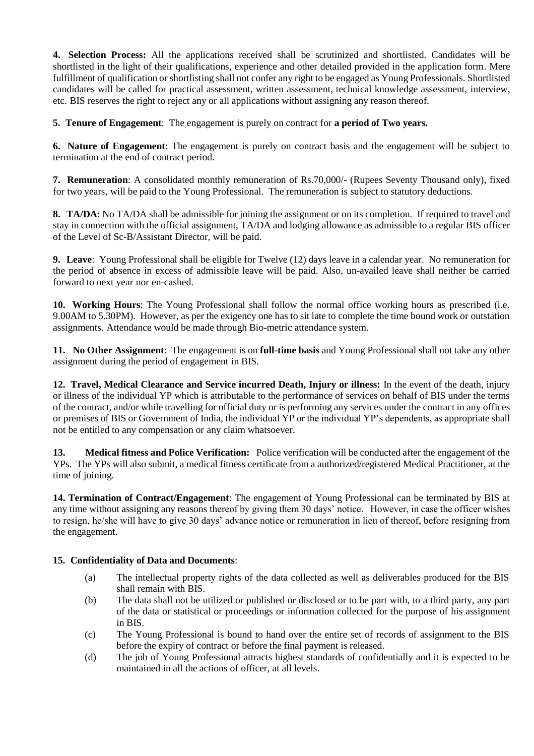**4. Selection Process:** All the applications received shall be scrutinized and shortlisted. Candidates will be shortlisted in the light of their qualifications, experience and other detailed provided in the application form. Mere fulfillment of qualification or shortlisting shall not confer any right to be engaged as Young Professionals. Shortlisted candidates will be called for practical assessment, written assessment, technical knowledge assessment, interview, etc. BIS reserves the right to reject any or all applications without assigning any reason thereof.

**5. Tenure of Engagement**: The engagement is purely on contract for **a period of Two years.**

**6. Nature of Engagement**: The engagement is purely on contract basis and the engagement will be subject to termination at the end of contract period.

**7. Remuneration**: A consolidated monthly remuneration of Rs.70,000/- (Rupees Seventy Thousand only), fixed for two years, will be paid to the Young Professional. The remuneration is subject to statutory deductions.

**8. TA/DA**: No TA/DA shall be admissible for joining the assignment or on its completion. If required to travel and stay in connection with the official assignment, TA/DA and lodging allowance as admissible to a regular BIS officer of the Level of Sc-B/Assistant Director, will be paid.

**9. Leave**: Young Professional shall be eligible for Twelve (12) days leave in a calendar year. No remuneration for the period of absence in excess of admissible leave will be paid. Also, un-availed leave shall neither be carried forward to next year nor en-cashed.

**10. Working Hours**: The Young Professional shall follow the normal office working hours as prescribed (i.e. 9.00AM to 5.30PM). However, as per the exigency one has to sit late to complete the time bound work or outstation assignments. Attendance would be made through Bio-metric attendance system.

**11. No Other Assignment**: The engagement is on **full-time basis** and Young Professional shall not take any other assignment during the period of engagement in BIS.

**12. Travel, Medical Clearance and Service incurred Death, Injury or illness:** In the event of the death, injury or illness of the individual YP which is attributable to the performance of services on behalf of BIS under the terms of the contract, and/or while travelling for official duty or is performing any services under the contract in any offices or premises of BIS or Government of India, the individual YP or the individual YP's dependents, as appropriate shall not be entitled to any compensation or any claim whatsoever.

**13. Medical fitness and Police Verification:** Police verification will be conducted after the engagement of the YPs. The YPs will also submit, a medical fitness certificate from a authorized/registered Medical Practitioner, at the time of joining.

**14. Termination of Contract/Engagement**: The engagement of Young Professional can be terminated by BIS at any time without assigning any reasons thereof by giving them 30 days' notice. However, in case the officer wishes to resign, he/she will have to give 30 days' advance notice or remuneration in lieu of thereof, before resigning from the engagement.

**15. Confidentiality of Data and Documents**:

- (a) The intellectual property rights of the data collected as well as deliverables produced for the BIS shall remain with BIS.
- (b) The data shall not be utilized or published or disclosed or to be part with, to a third party, any part of the data or statistical or proceedings or information collected for the purpose of his assignment in BIS.
- (c) The Young Professional is bound to hand over the entire set of records of assignment to the BIS before the expiry of contract or before the final payment is released.
- (d) The job of Young Professional attracts highest standards of confidentially and it is expected to be maintained in all the actions of officer, at all levels.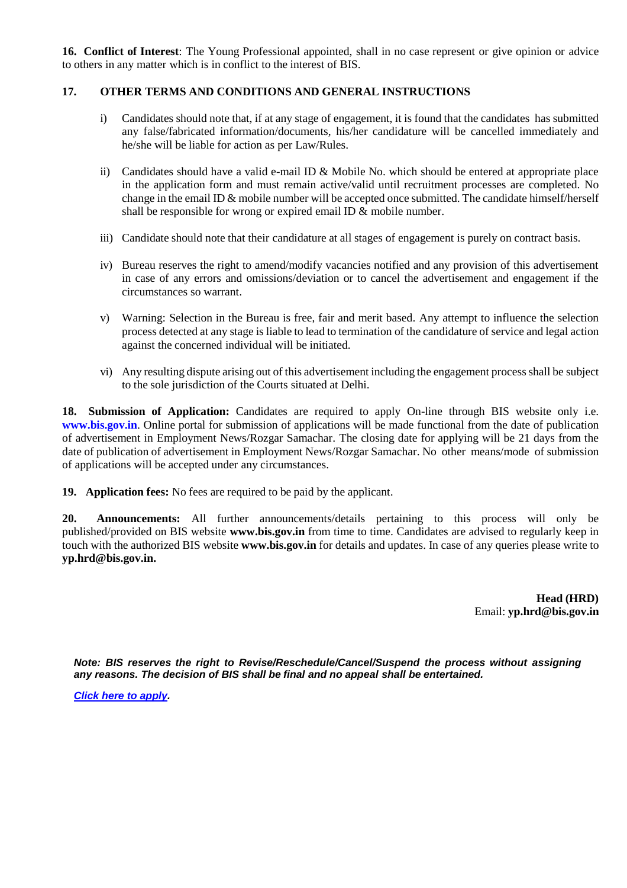**16. Conflict of Interest**: The Young Professional appointed, shall in no case represent or give opinion or advice to others in any matter which is in conflict to the interest of BIS.

**17. OTHER TERMS AND CONDITIONS AND GENERAL INSTRUCTIONS**

i) Candidates should note that, if at any stage of engagement, it is found that the candidates has submitted any false/fabricated information/documents, his/her candidature will be cancelled immediately and he/she will be liable for action as per Law/Rules.

ii) Candidates should have a valid e-mail ID & Mobile No. which should be entered at appropriate place in the application form and must remain active/valid until recruitment processes are completed. No change in the email ID & mobile number will be accepted once submitted. The candidate himself/herself shall be responsible for wrong or expired email ID & mobile number.

iii) Candidate should note that their candidature at all stages of engagement is purely on contract basis.

iv) Bureau reserves the right to amend/modify vacancies notified and any provision of this advertisement in case of any errors and omissions/deviation or to cancel the advertisement and engagement if the circumstances so warrant.

v) Warning: Selection in the Bureau is free, fair and merit based. Any attempt to influence the selection process detected at any stage is liable to lead to termination of the candidature of service and legal action against the concerned individual will be initiated.

vi) Any resulting dispute arising out of this advertisement including the engagement process shall be subject to the sole jurisdiction of the Courts situated at Delhi.

**18. Submission of Application:** Candidates are required to apply On-line through BIS website only i.e. **www.bis.gov.in**. Online portal for submission of applications will be made functional from the date of publication of advertisement in Employment News/Rozgar Samachar. The closing date for applying will be 21 days from the date of publication of advertisement in Employment News/Rozgar Samachar. No other means/mode of submission of applications will be accepted under any circumstances.

**19. Application fees:** No fees are required to be paid by the applicant.

**20. Announcements:** All further announcements/details pertaining to this process will only be published/provided on BIS website **www.bis.gov.in** from time to time. Candidates are advised to regularly keep in touch with the authorized BIS website **www.bis.gov.in** for details and updates. In case of any queries please write to **yp.hrd@bis.gov.in.**

**Head (HRD)**
Email: **yp.hrd@bis.gov.in**

***Note: BIS reserves the right to Revise/Reschedule/Cancel/Suspend the process without assigning any reasons. The decision of BIS shall be final and no appeal shall be entertained.***

***Click here to apply.***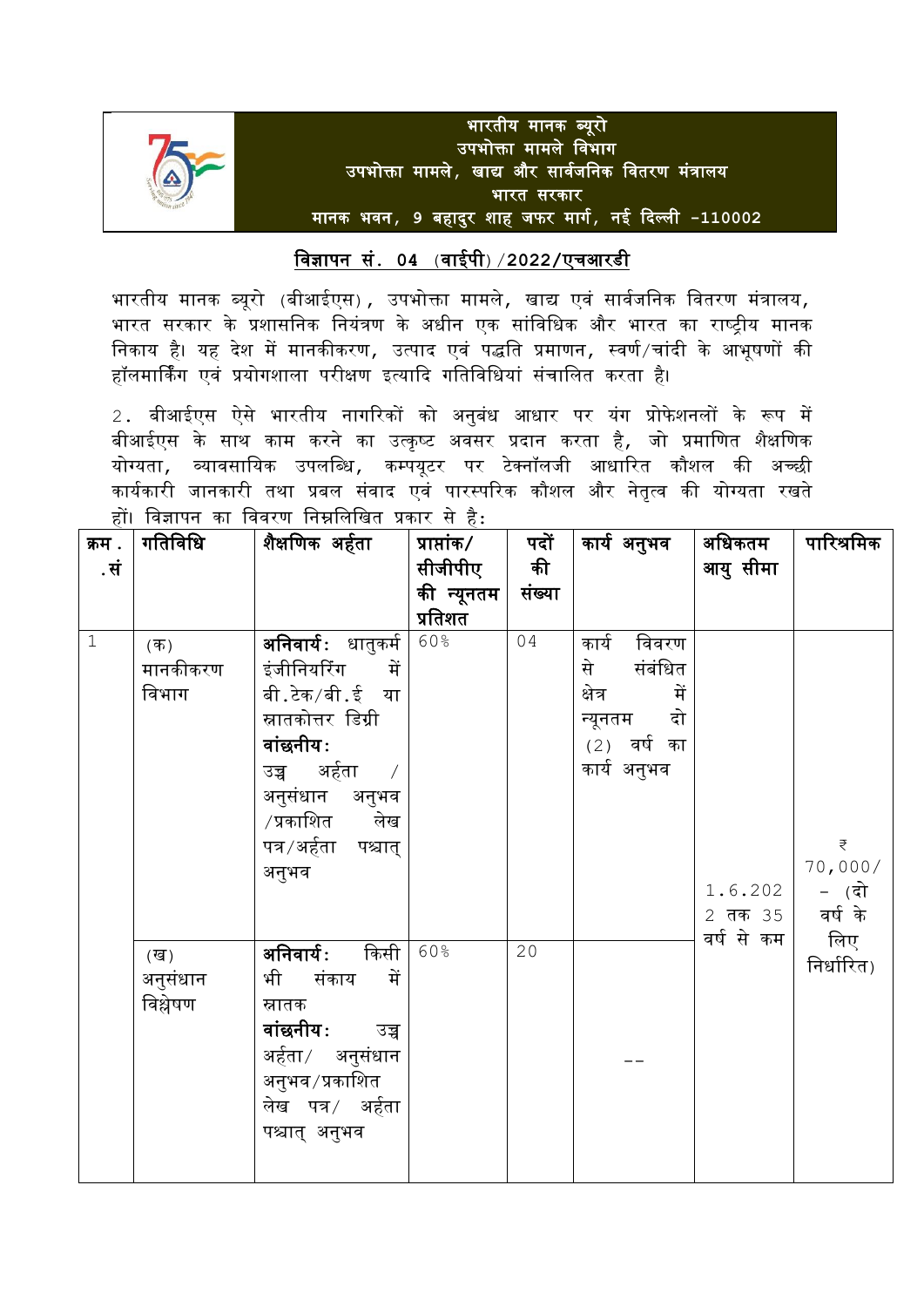**भारतीय मानक ब्यूरो**
**उपभोक्ता मामले विभाग**
**उपभोक्ता मामले, खाद्य और सार्वजनिक वितरण मंत्रालय**
**भारत सरकार**
**मानक भवन, 9 बहादुर शाह जफर मार्ग, नई दिल्ली -110002**

## विज्ञापन सं. 04 (वाईपी)/2022/एचआरडी

भारतीय मानक ब्यूरो (बीआईएस), उपभोक्ता मामले, खाद्य एवं सार्वजनिक वितरण मंत्रालय, भारत सरकार के प्रशासनिक नियंत्रण के अधीन एक सांविधिक और भारत का राष्ट्रीय मानक निकाय है। यह देश में मानकीकरण, उत्पाद एवं पद्धति प्रमाणन, स्वर्ण/चांदी के आभूषणों की हॉलमार्किंग एवं प्रयोगशाला परीक्षण इत्यादि गतिविधियां संचालित करता है।

2. बीआईएस ऐसे भारतीय नागरिकों को अनुबंध आधार पर यंग प्रोफेशनलों के रूप में बीआईएस के साथ काम करने का उत्कृष्ट अवसर प्रदान करता है, जो प्रमाणित शैक्षणिक योग्यता, व्यावसायिक उपलब्धि, कम्प्यूटर पर टेक्नॉलजी आधारित कौशल की अच्छी कार्यकारी जानकारी तथा प्रबल संवाद एवं पारस्परिक कौशल और नेतृत्व की योग्यता रखते हों। विज्ञापन का विवरण निम्नलिखित प्रकार से है:

| क्रम.सं | गतिविधि | शैक्षणिक अर्हता | प्राप्तांक/सीजीपीए की न्यूनतम प्रतिशत | पदों की संख्या | कार्य अनुभव | अधिकतम आयु सीमा | पारिश्रमिक |
|---|---|---|---|---|---|---|---|
| 1 | (क) मानकीकरण विभाग | **अनिवार्य:** धातुकर्म इंजीनियरिंग में बी.टेक/बी.ई या स्नातकोत्तर डिग्री<br>**वांछनीय:** उच्च अर्हता / अनुसंधान अनुभव /प्रकाशित लेख पत्र/अर्हता पश्चात् अनुभव | 60% | 04 | कार्य विवरण से संबंधित क्षेत्र में न्यूनतम दो (2) वर्ष का कार्य अनुभव | 1.6.2022 तक 35 वर्ष से कम | ₹ 70,000/- (दो वर्ष के लिए निर्धारित) |
| | (ख) अनुसंधान विश्लेषण | **अनिवार्य:** किसी भी संकाय में स्नातक<br>**वांछनीय:** उच्च अर्हता/ अनुसंधान अनुभव/प्रकाशित लेख पत्र/ अर्हता पश्चात् अनुभव | 60% | 20 | -- | | |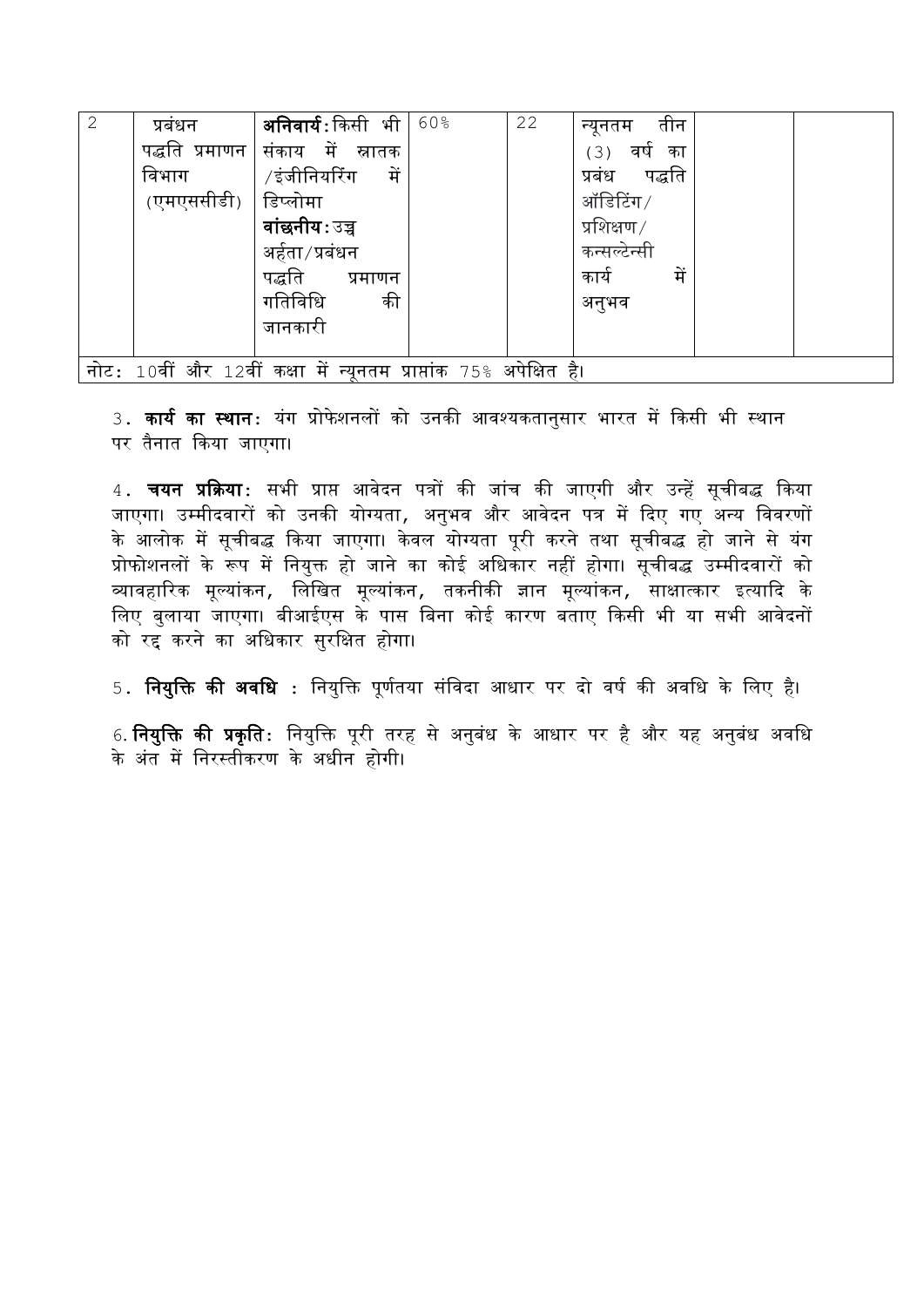| | | | | | | | |
|---|---|---|---|---|---|---|---|
| 2 | प्रबंधन पद्धति प्रमाणन विभाग (एमएससीडी) | **अनिवार्य:** किसी भी संकाय में स्नातक /इंजीनियरिंग में डिप्लोमा **वांछनीय:** उच्च अर्हता/प्रबंधन पद्धति प्रमाणन गतिविधि की जानकारी | 60% | 22 | न्यूनतम तीन (3) वर्ष का प्रबंध पद्धति ऑडिटिंग/ प्रशिक्षण/ कन्सल्टेन्सी कार्य में अनुभव | | |
| नोट: 10वीं और 12वीं कक्षा में न्यूनतम प्राप्तांक 75% अपेक्षित है। | | | | | | | |

3. **कार्य का स्थान:** यंग प्रोफेशनलों को उनकी आवश्यकतानुसार भारत में किसी भी स्थान पर तैनात किया जाएगा।

4. **चयन प्रक्रिया:** सभी प्राप्त आवेदन पत्रों की जांच की जाएगी और उन्हें सूचीबद्ध किया जाएगा। उम्मीदवारों को उनकी योग्यता, अनुभव और आवेदन पत्र में दिए गए अन्य विवरणों के आलोक में सूचीबद्ध किया जाएगा। केवल योग्यता पूरी करने तथा सूचीबद्ध हो जाने से यंग प्रोफोशनलों के रूप में नियुक्त हो जाने का कोई अधिकार नहीं होगा। सूचीबद्ध उम्मीदवारों को व्यावहारिक मूल्यांकन, लिखित मूल्यांकन, तकनीकी ज्ञान मूल्यांकन, साक्षात्कार इत्यादि के लिए बुलाया जाएगा। बीआईएस के पास बिना कोई कारण बताए किसी भी या सभी आवेदनों को रद्द करने का अधिकार सुरक्षित होगा।

5. **नियुक्ति की अवधि :** नियुक्ति पूर्णतया संविदा आधार पर दो वर्ष की अवधि के लिए है।

6. **नियुक्ति की प्रकृति:** नियुक्ति पूरी तरह से अनुबंध के आधार पर है और यह अनुबंध अवधि के अंत में निरस्तीकरण के अधीन होगी।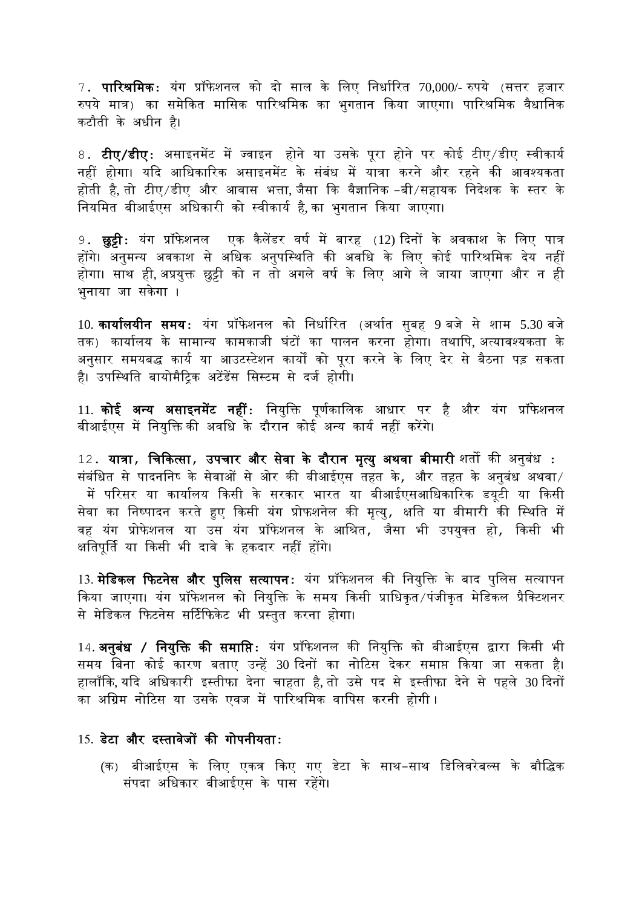7. **पारिश्रमिक**: यंग प्रॉफेशनल को दो साल के लिए निर्धारित 70,000/- रुपये (सत्तर हजार रुपये मात्र) का समेकित मासिक पारिश्रमिक का भुगतान किया जाएगा। पारिश्रमिक वैधानिक कटौती के अधीन है।

8. **टीए/डीए**: असाइनमेंट में ज्वाइन होने या उसके पूरा होने पर कोई टीए/डीए स्वीकार्य नहीं होगा। यदि आधिकारिक असाइनमेंट के संबंध में यात्रा करने और रहने की आवश्यकता होती है, तो टीए/डीए और आवास भत्ता, जैसा कि वैज्ञानिक -बी/सहायक निदेशक के स्तर के नियमित बीआईएस अधिकारी को स्वीकार्य है, का भुगतान किया जाएगा।

9. **छुट्टी**: यंग प्रॉफेशनल एक कैलेंडर वर्ष में बारह (12) दिनों के अवकाश के लिए पात्र होंगे। अनुमन्य अवकाश से अधिक अनुपस्थिति की अवधि के लिए कोई पारिश्रमिक देय नहीं होगा। साथ ही, अप्रयुक्त छुट्टी को न तो अगले वर्ष के लिए आगे ले जाया जाएगा और न ही भुनाया जा सकेगा ।

10. **कार्यालयीन समय**: यंग प्रॉफेशनल को निर्धारित (अर्थात सुबह 9 बजे से शाम 5.30 बजे तक) कार्यालय के सामान्य कामकाजी घंटों का पालन करना होगा। तथापि, अत्यावश्यकता के अनुसार समयबद्ध कार्य या आउटस्टेशन कार्यों को पूरा करने के लिए देर से बैठना पड़ सकता है। उपस्थिति बायोमैट्रिक अटेंडेंस सिस्टम से दर्ज होगी।

11. **कोई अन्य असाइनमेंट नहीं**: नियुक्ति पूर्णकालिक आधार पर है और यंग प्रॉफेशनल बीआईएस में नियुक्ति की अवधि के दौरान कोई अन्य कार्य नहीं करेंगे।

12. **यात्रा, चिकित्सा, उपचार और सेवा के दौरान मृत्यु अथवा बीमारी** शर्तो की अनुबंध : संबंधित से पादननिष्‍ के सेवाओं से ओर की बीआईएस तहत के, और तहत के अनुबंध अथवा/ में परिसर या कार्यालय किसी के सरकार भारत या बीआईएसआधिकारिक ड्यूटी या किसी सेवा का निष्पादन करते हुए किसी यंग प्रोफशनेल की मृत्यु, क्षति या बीमारी की स्थिति में वह यंग प्रोफेशनल या उस यंग प्रॉफेशनल के आश्रित, जैसा भी उपयुक्त हो, किसी भी क्षतिपूर्ति या किसी भी दावे के हकदार नहीं होंगे।

13. **मेडिकल फिटनेस और पुलिस सत्यापन**: यंग प्रॉफेशनल की नियुक्ति के बाद पुलिस सत्यापन किया जाएगा। यंग प्रॉफेशनल को नियुक्ति के समय किसी प्राधिकृत/पंजीकृत मेडिकल प्रैक्टिशनर से मेडिकल फिटनेस सर्टिफिकेट भी प्रस्तुत करना होगा।

14. **अनुबंध / नियुक्ति की समाप्ति**: यंग प्रॉफेशनल की नियुक्ति को बीआईएस द्वारा किसी भी समय बिना कोई कारण बताए उन्हें 30 दिनों का नोटिस देकर समाप्त किया जा सकता है। हालाँकि, यदि अधिकारी इस्तीफा देना चाहता है, तो उसे पद से इस्तीफा देने से पहले 30 दिनों का अग्रिम नोटिस या उसके एवज में पारिश्रमिक वापिस करनी होगी।

15. **डेटा और दस्तावेजों की गोपनीयता**:

(क) बीआईएस के लिए एकत्र किए गए डेटा के साथ-साथ डिलिवरेबल्स के बौद्धिक संपदा अधिकार बीआईएस के पास रहेंगे।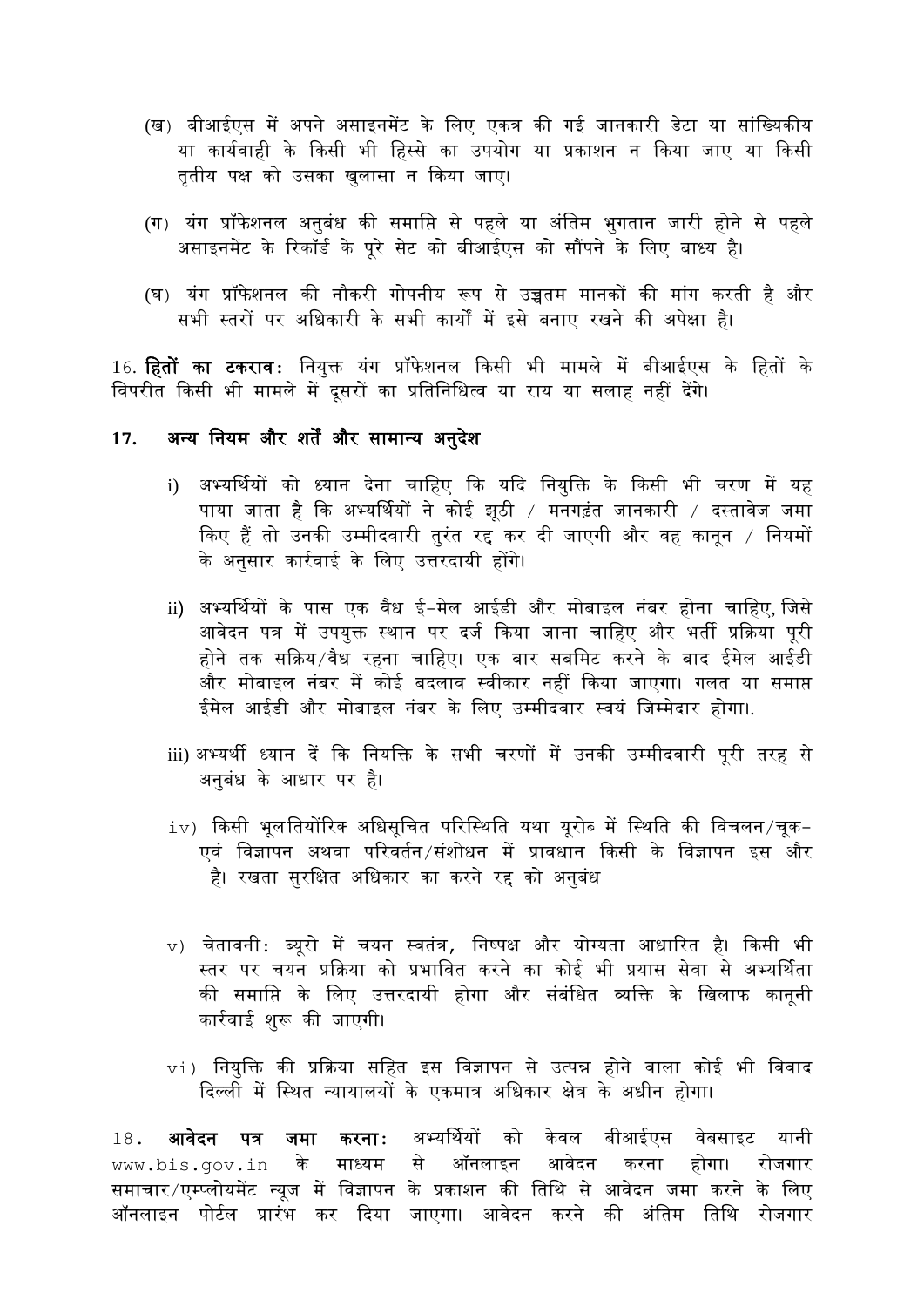(ख) बीआईएस में अपने असाइनमेंट के लिए एकत्र की गई जानकारी डेटा या सांख्यिकीय या कार्यवाही के किसी भी हिस्से का उपयोग या प्रकाशन न किया जाए या किसी तृतीय पक्ष को उसका खुलासा न किया जाए।

(ग) यंग प्रॉफेशनल अनुबंध की समाप्ति से पहले या अंतिम भुगतान जारी होने से पहले असाइनमेंट के रिकॉर्ड के पूरे सेट को बीआईएस को सौंपने के लिए बाध्य है।

(घ) यंग प्रॉफेशनल की नौकरी गोपनीय रूप से उच्चतम मानकों की मांग करती है और सभी स्तरों पर अधिकारी के सभी कार्यों में इसे बनाए रखने की अपेक्षा है।

16. **हितों का टकराव**: नियुक्त यंग प्रॉफेशनल किसी भी मामले में बीआईएस के हितों के विपरीत किसी भी मामले में दूसरों का प्रतिनिधित्व या राय या सलाह नहीं देंगे।

## 17. अन्य नियम और शर्तें और सामान्य अनुदेश

i) अभ्यर्थियों को ध्यान देना चाहिए कि यदि नियुक्ति के किसी भी चरण में यह पाया जाता है कि अभ्यर्थियों ने कोई झूठी / मनगढ़ंत जानकारी / दस्तावेज जमा किए हैं तो उनकी उम्मीदवारी तुरंत रद्द कर दी जाएगी और वह कानून / नियमों के अनुसार कार्रवाई के लिए उत्तरदायी होंगे।

ii) अभ्यर्थियों के पास एक वैध ई-मेल आईडी और मोबाइल नंबर होना चाहिए, जिसे आवेदन पत्र में उपयुक्त स्थान पर दर्ज किया जाना चाहिए और भर्ती प्रक्रिया पूरी होने तक सक्रिय/वैध रहना चाहिए। एक बार सबमिट करने के बाद ईमेल आईडी और मोबाइल नंबर में कोई बदलाव स्वीकार नहीं किया जाएगा। गलत या समाप्त ईमेल आईडी और मोबाइल नंबर के लिए उम्मीदवार स्वयं जिम्मेदार होगा।.

iii) अभ्यर्थी ध्यान दें कि नियक्ति के सभी चरणों में उनकी उम्मीदवारी पूरी तरह से अनुबंध के आधार पर है।

iv) किसी भूलतियोंरिक अधिसूचित परिस्थिति यथा यूरोब में स्थिति की विचलन/चूक- एवं विज्ञापन अथवा परिवर्तन/संशोधन में प्रावधान किसी के विज्ञापन इस और है। रखता सुरक्षित अधिकार का करने रद्द को अनुबंध

v) चेतावनी: ब्यूरो में चयन स्वतंत्र, निष्पक्ष और योग्यता आधारित है। किसी भी स्तर पर चयन प्रक्रिया को प्रभावित करने का कोई भी प्रयास सेवा से अभ्यर्थिता की समाप्ति के लिए उत्तरदायी होगा और संबंधित व्यक्ति के खिलाफ कानूनी कार्रवाई शुरू की जाएगी।

vi) नियुक्ति की प्रक्रिया सहित इस विज्ञापन से उत्पन्न होने वाला कोई भी विवाद दिल्ली में स्थित न्यायालयों के एकमात्र अधिकार क्षेत्र के अधीन होगा।

18. **आवेदन पत्र जमा करना**: अभ्यर्थियों को केवल बीआईएस वेबसाइट यानी www.bis.gov.in के माध्यम से ऑनलाइन आवेदन करना होगा। रोजगार समाचार/एम्प्लोयमेंट न्यूज में विज्ञापन के प्रकाशन की तिथि से आवेदन जमा करने के लिए ऑनलाइन पोर्टल प्रारंभ कर दिया जाएगा। आवेदन करने की अंतिम तिथि रोजगार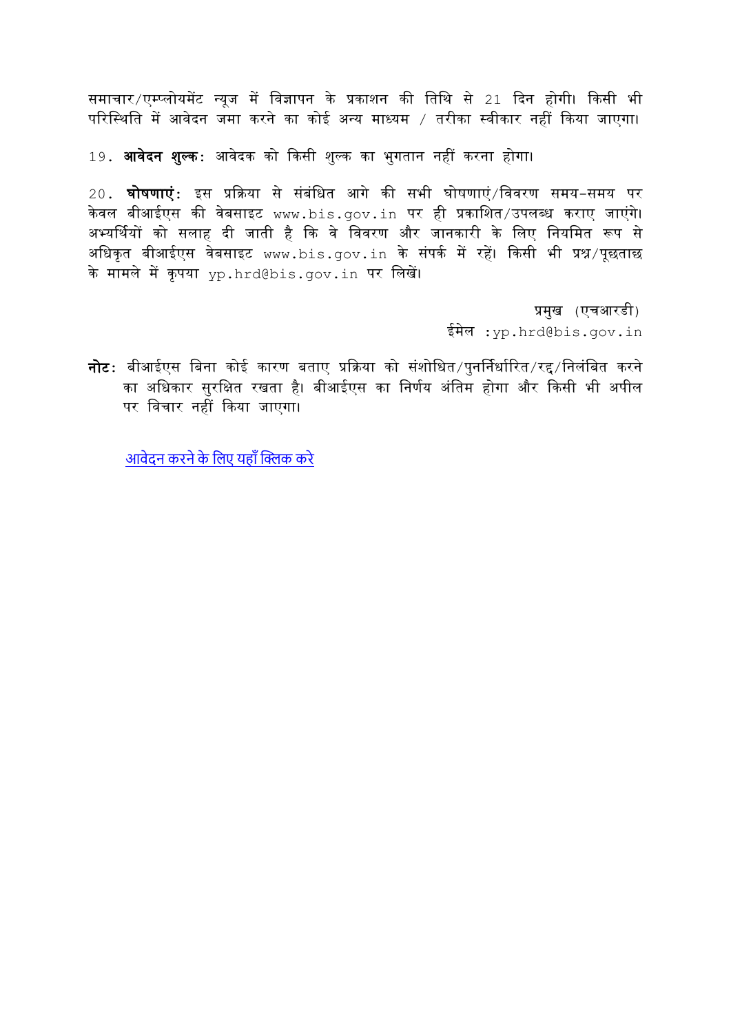समाचार/एम्प्लोयमेंट न्यूज में विज्ञापन के प्रकाशन की तिथि से 21 दिन होगी। किसी भी परिस्थिति में आवेदन जमा करने का कोई अन्य माध्यम / तरीका स्वीकार नहीं किया जाएगा।

19. **आवेदन शुल्क:** आवेदक को किसी शुल्क का भुगतान नहीं करना होगा।

20. **घोषणाएं:** इस प्रक्रिया से संबंधित आगे की सभी घोषणाएं/विवरण समय-समय पर केवल बीआईएस की वेबसाइट www.bis.gov.in पर ही प्रकाशित/उपलब्ध कराए जाएंगे। अभ्यर्थियों को सलाह दी जाती है कि वे विवरण और जानकारी के लिए नियमित रूप से अधिकृत बीआईएस वेबसाइट www.bis.gov.in के संपर्क में रहें। किसी भी प्रश्न/पूछताछ के मामले में कृपया yp.hrd@bis.gov.in पर लिखें।

प्रमुख (एचआरडी)
ईमेल :yp.hrd@bis.gov.in

**नोट:** बीआईएस बिना कोई कारण बताए प्रक्रिया को संशोधित/पुनर्निर्धारित/रद्द/निलंबित करने का अधिकार सुरक्षित रखता है। बीआईएस का निर्णय अंतिम होगा और किसी भी अपील पर विचार नहीं किया जाएगा।

आवेदन करने के लिए यहाँ क्लिक करे